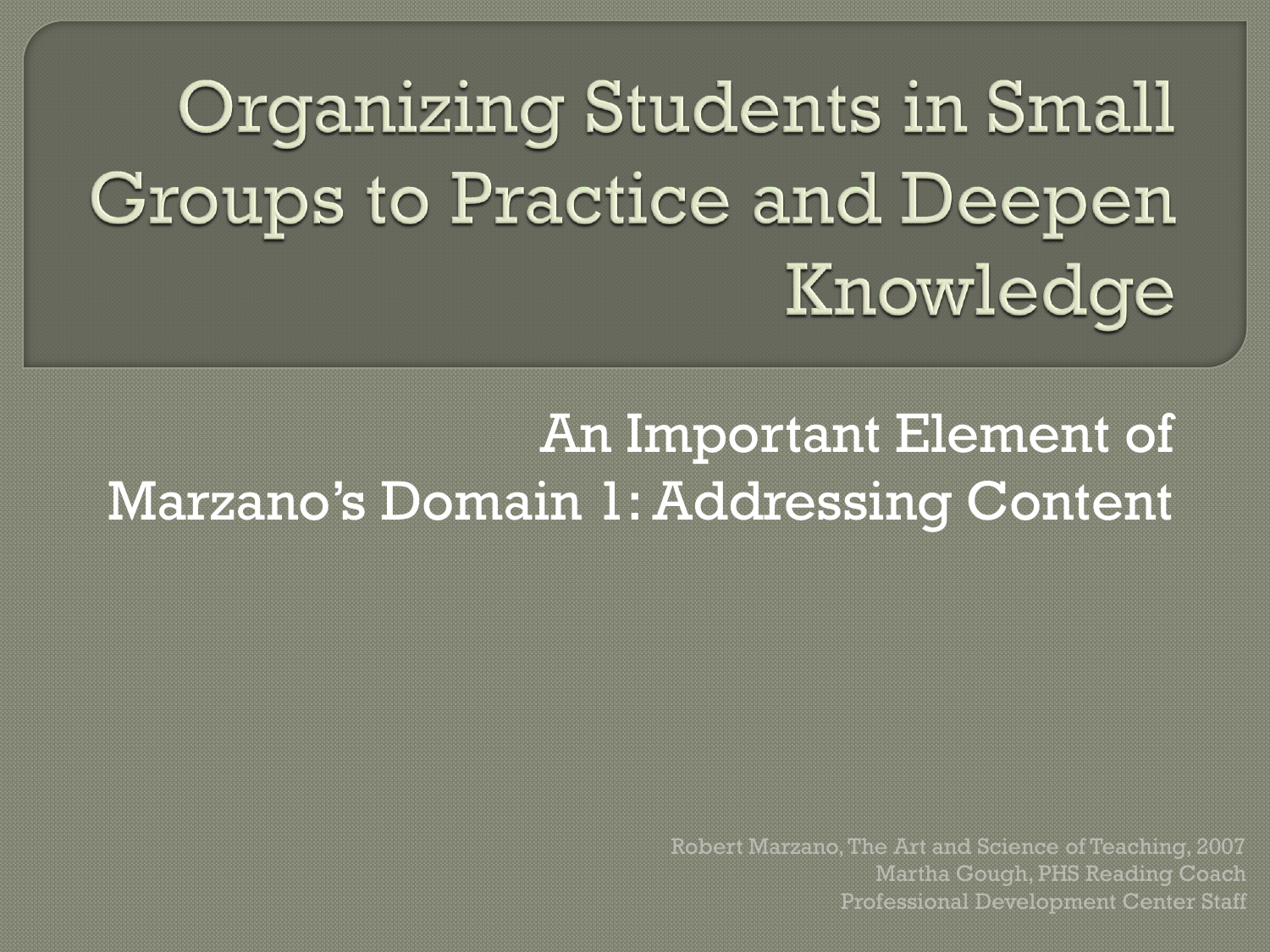# Organizing Students in Small Groups to Practice and Deepen Knowledge

An Important Element of Marzano's Domain 1: Addressing Content

Robert Marzano, The Art and Science of Teaching, 2007
Martha Gough, PHS Reading Coach
Professional Development Center Staff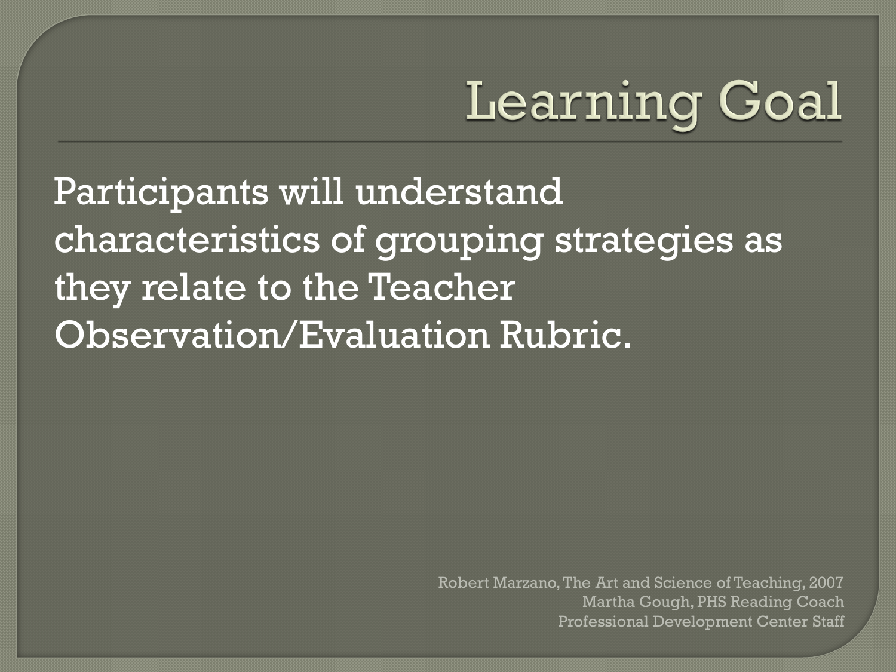# Learning Goal

Participants will understand characteristics of grouping strategies as they relate to the Teacher Observation/Evaluation Rubric.

Robert Marzano, The Art and Science of Teaching, 2007
Martha Gough, PHS Reading Coach
Professional Development Center Staff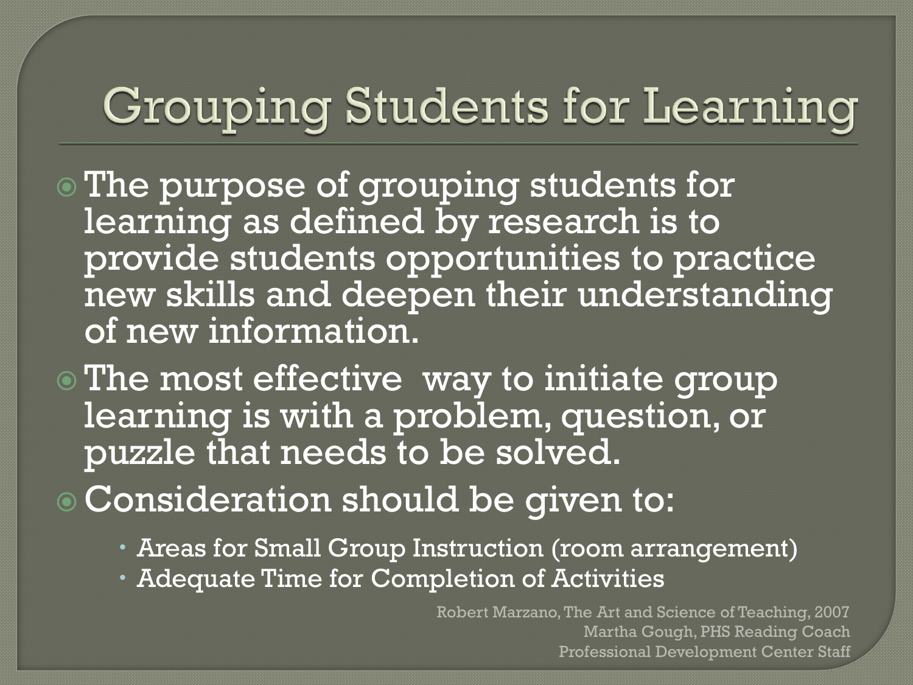# Grouping Students for Learning

- The purpose of grouping students for learning as defined by research is to provide students opportunities to practice new skills and deepen their understanding of new information.
- The most effective way to initiate group learning is with a problem, question, or puzzle that needs to be solved.
- Consideration should be given to:
  - Areas for Small Group Instruction (room arrangement)
  - Adequate Time for Completion of Activities

Robert Marzano, The Art and Science of Teaching, 2007
Martha Gough, PHS Reading Coach
Professional Development Center Staff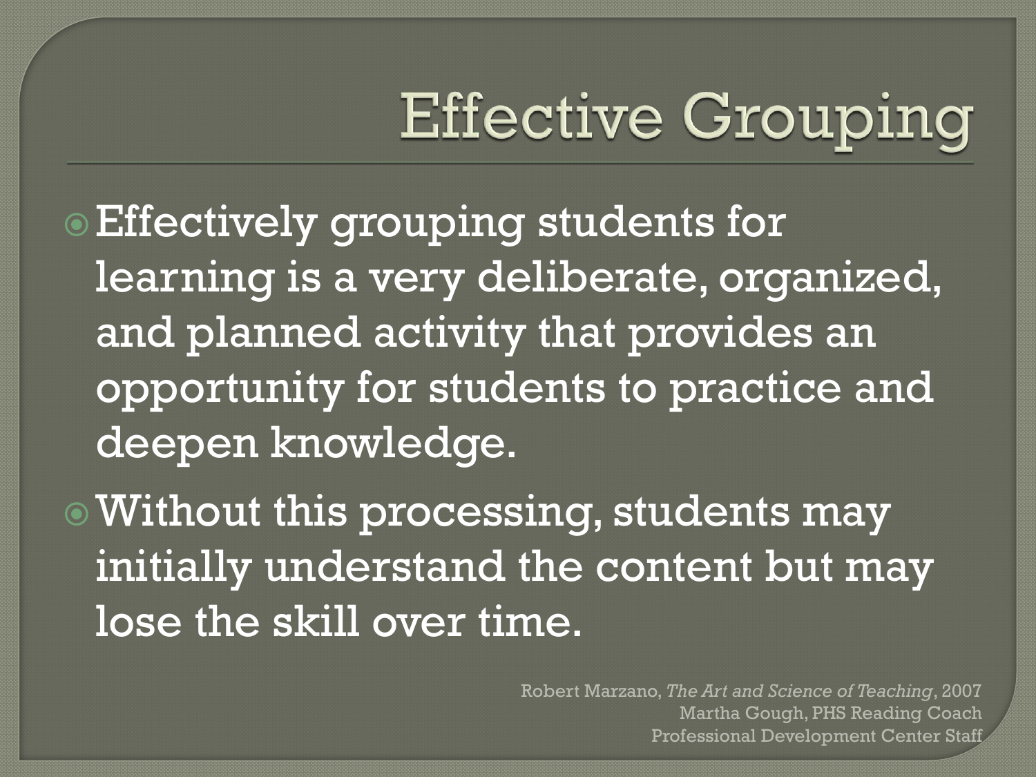# Effective Grouping

- Effectively grouping students for learning is a very deliberate, organized, and planned activity that provides an opportunity for students to practice and deepen knowledge.
- Without this processing, students may initially understand the content but may lose the skill over time.

Robert Marzano, *The Art and Science of Teaching*, 2007
Martha Gough, PHS Reading Coach
Professional Development Center Staff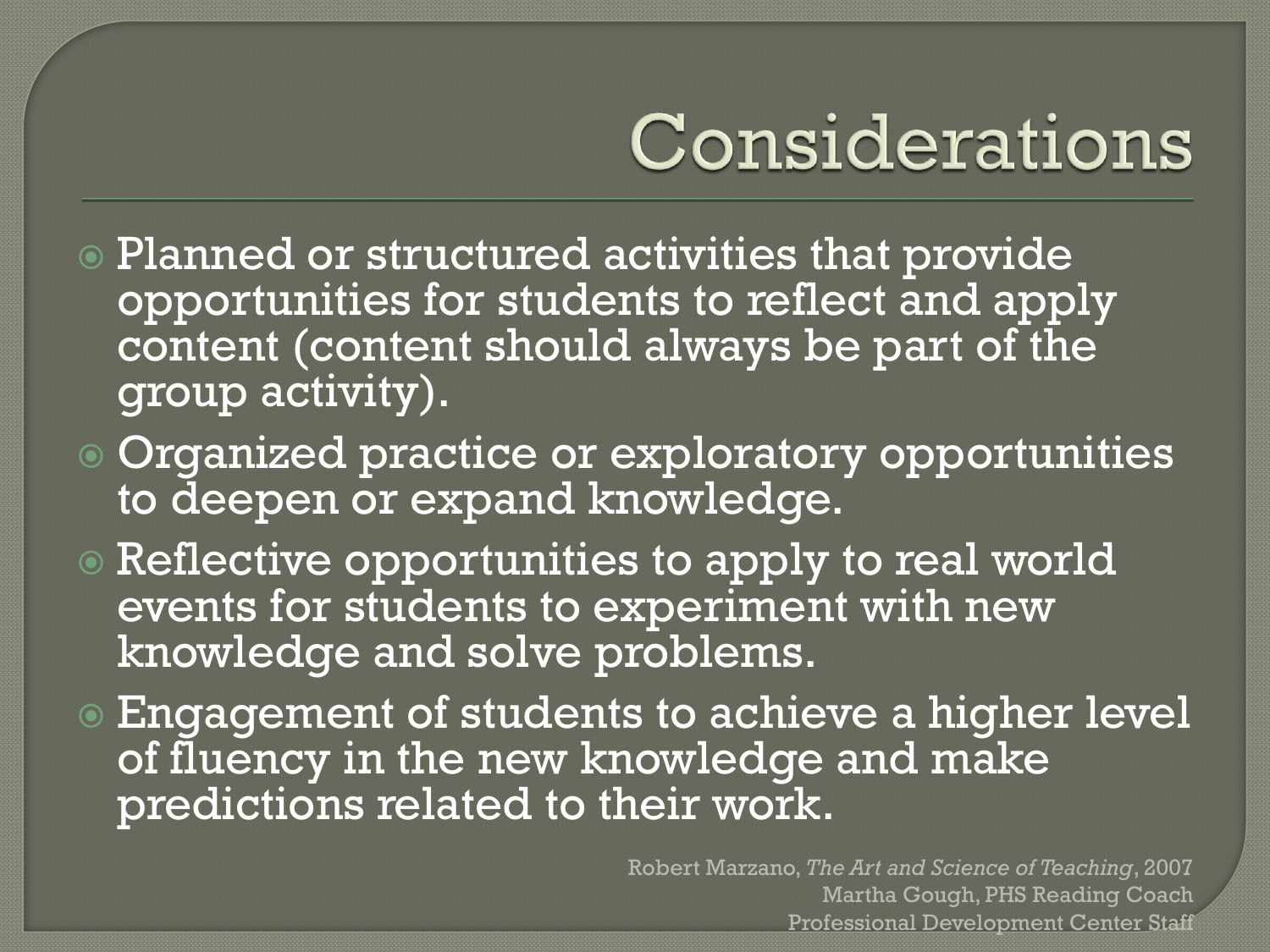# Considerations

- Planned or structured activities that provide opportunities for students to reflect and apply content (content should always be part of the group activity).
- Organized practice or exploratory opportunities to deepen or expand knowledge.
- Reflective opportunities to apply to real world events for students to experiment with new knowledge and solve problems.
- Engagement of students to achieve a higher level of fluency in the new knowledge and make predictions related to their work.

Robert Marzano, *The Art and Science of Teaching*, 2007
Martha Gough, PHS Reading Coach
Professional Development Center Staff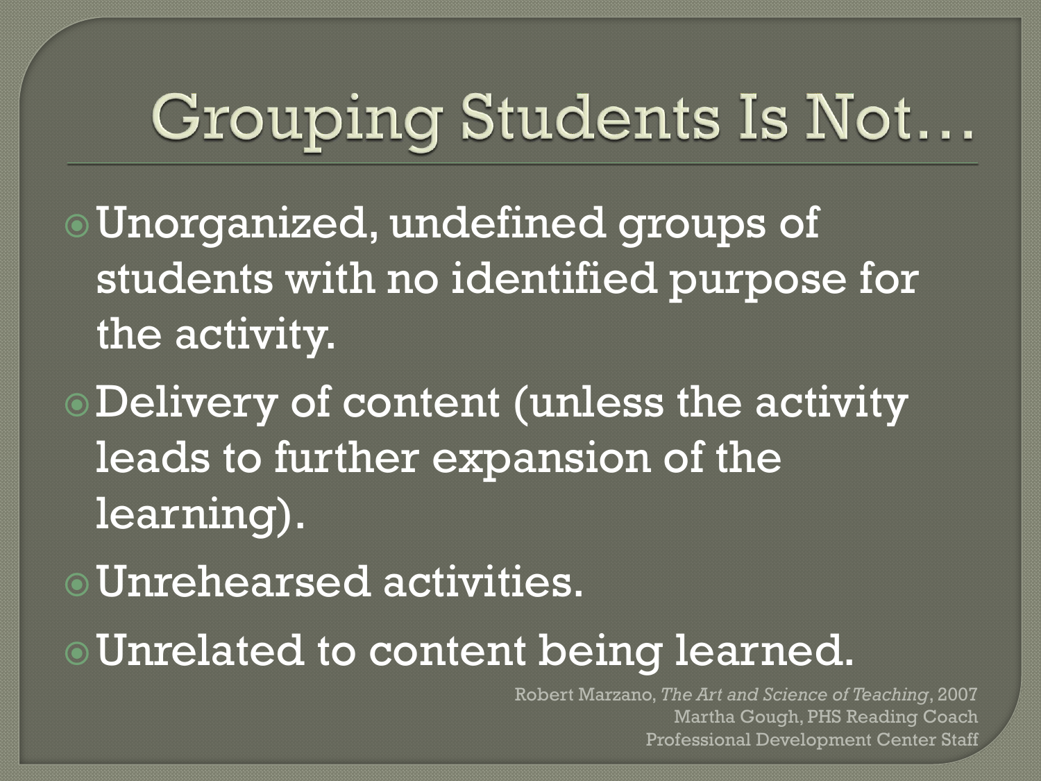# Grouping Students Is Not…

- Unorganized, undefined groups of students with no identified purpose for the activity.
- Delivery of content (unless the activity leads to further expansion of the learning).
- Unrehearsed activities.
- Unrelated to content being learned.

Robert Marzano, *The Art and Science of Teaching*, 2007
Martha Gough, PHS Reading Coach
Professional Development Center Staff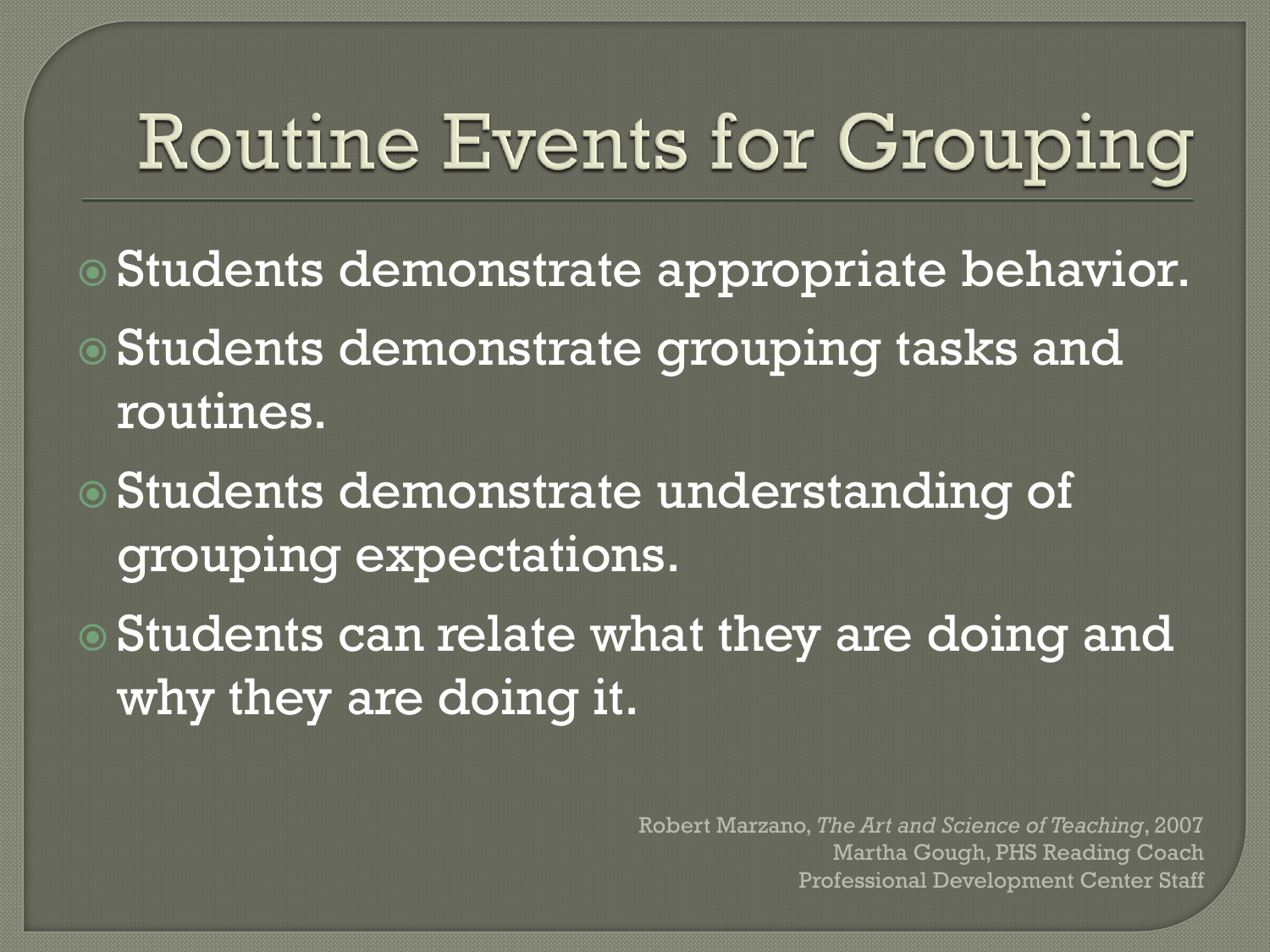# Routine Events for Grouping

- Students demonstrate appropriate behavior.
- Students demonstrate grouping tasks and routines.
- Students demonstrate understanding of grouping expectations.
- Students can relate what they are doing and why they are doing it.

Robert Marzano, *The Art and Science of Teaching*, 2007
Martha Gough, PHS Reading Coach
Professional Development Center Staff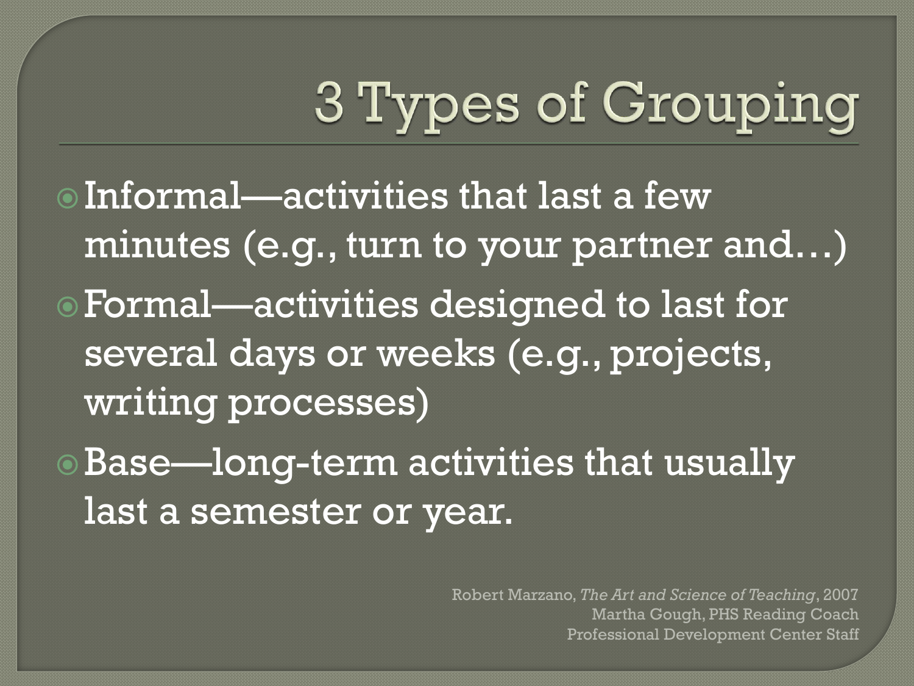# 3 Types of Grouping

- Informal—activities that last a few minutes (e.g., turn to your partner and…)
- Formal—activities designed to last for several days or weeks (e.g., projects, writing processes)
- Base—long-term activities that usually last a semester or year.

Robert Marzano, *The Art and Science of Teaching*, 2007
Martha Gough, PHS Reading Coach
Professional Development Center Staff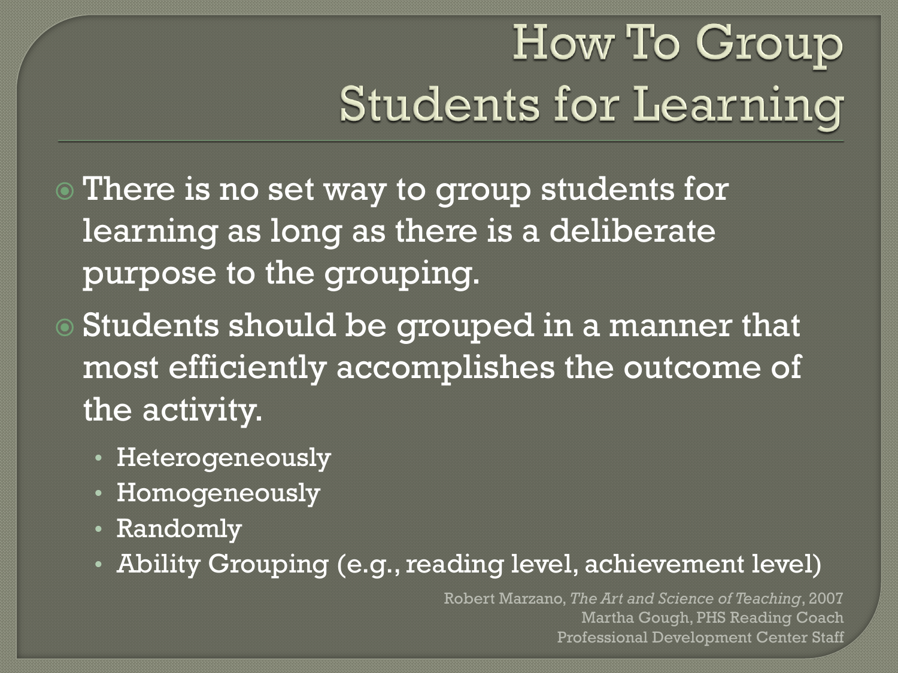# How To Group Students for Learning

- There is no set way to group students for learning as long as there is a deliberate purpose to the grouping.
- Students should be grouped in a manner that most efficiently accomplishes the outcome of the activity.
  - Heterogeneously
  - Homogeneously
  - Randomly
  - Ability Grouping (e.g., reading level, achievement level)

Robert Marzano, *The Art and Science of Teaching*, 2007
Martha Gough, PHS Reading Coach
Professional Development Center Staff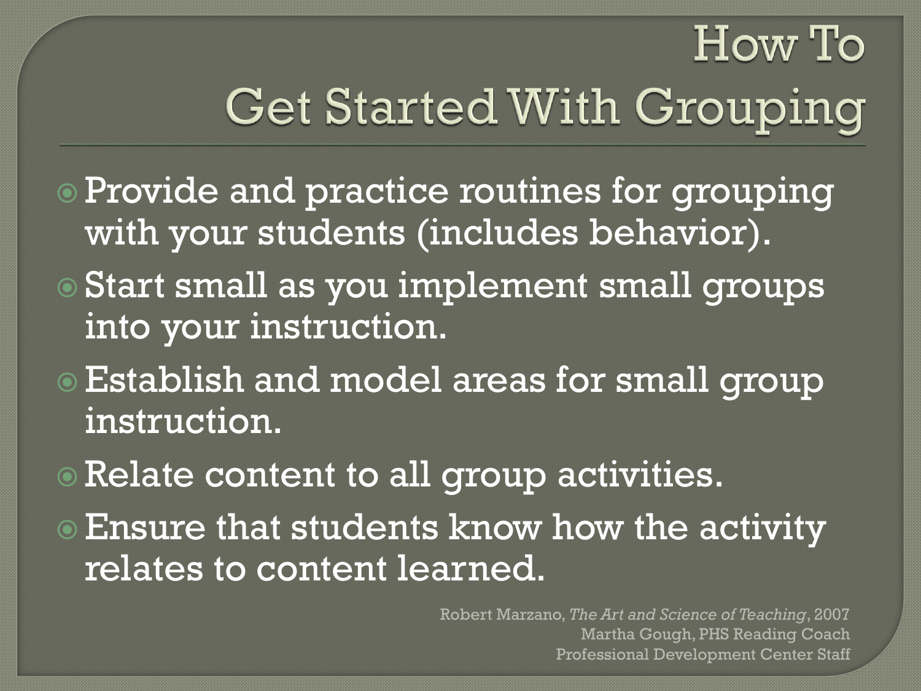# How To Get Started With Grouping

- Provide and practice routines for grouping with your students (includes behavior).
- Start small as you implement small groups into your instruction.
- Establish and model areas for small group instruction.
- Relate content to all group activities.
- Ensure that students know how the activity relates to content learned.

Robert Marzano, *The Art and Science of Teaching*, 2007
Martha Gough, PHS Reading Coach
Professional Development Center Staff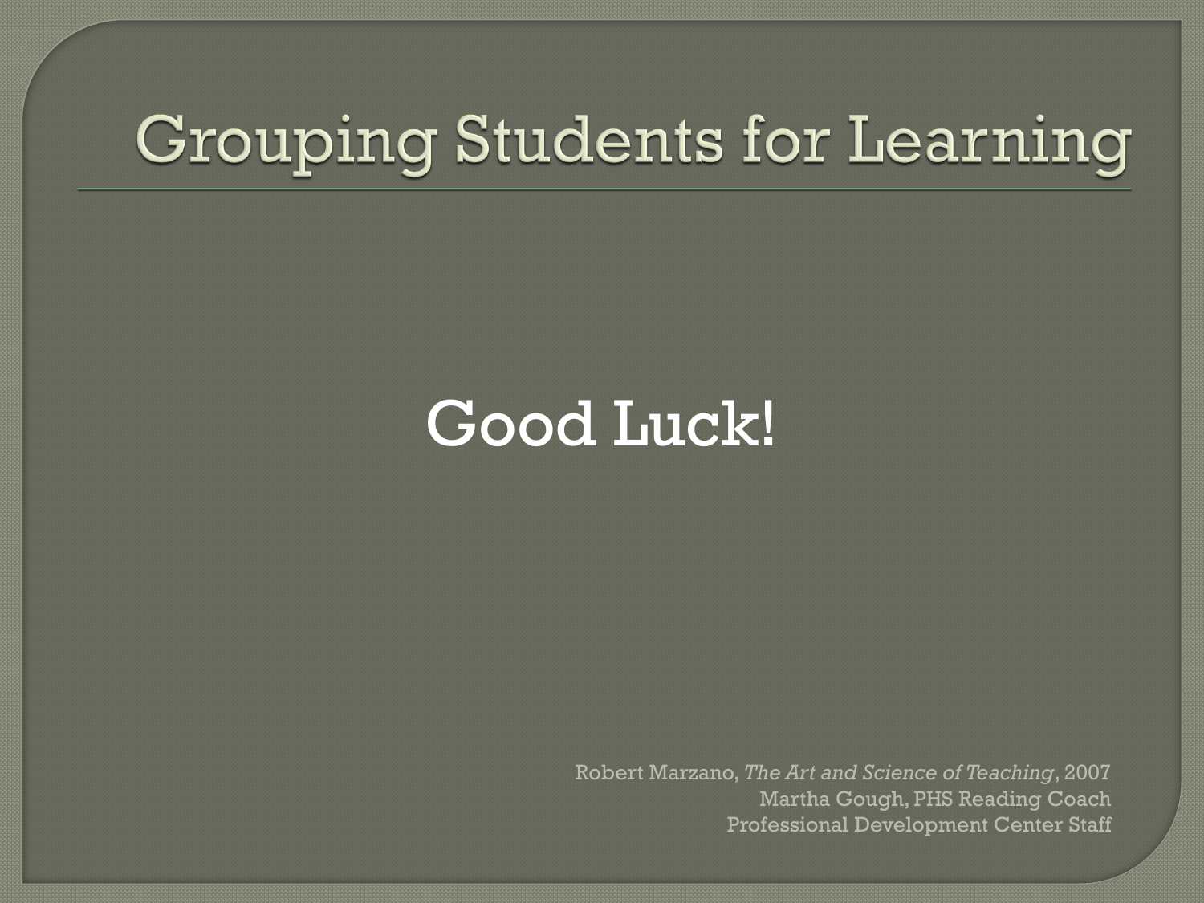# Grouping Students for Learning

Good Luck!

Robert Marzano, *The Art and Science of Teaching*, 2007
Martha Gough, PHS Reading Coach
Professional Development Center Staff